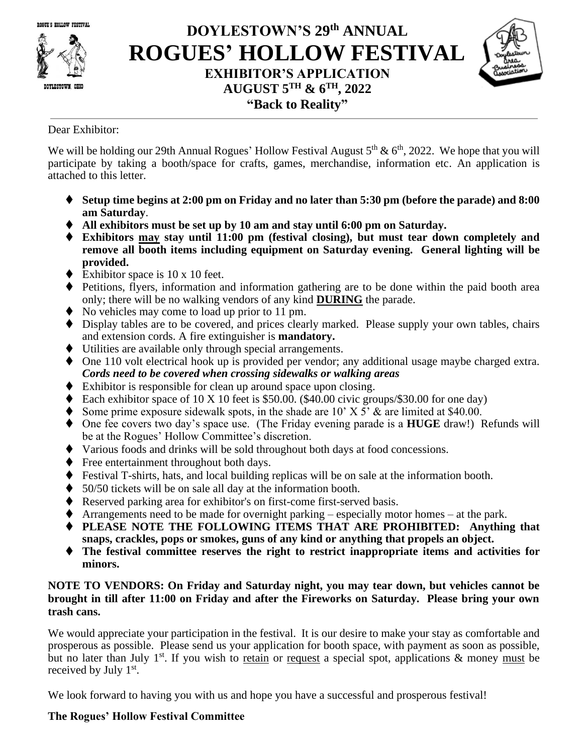# DOYLESTOWN'S 29th ANNUAL
# ROGUES' HOLLOW FESTIVAL
## EXHIBITOR'S APPLICATION
## AUGUST 5TH & 6TH, 2022
## "Back to Reality"

Dear Exhibitor:

We will be holding our 29th Annual Rogues' Hollow Festival August 5th & 6th, 2022. We hope that you will participate by taking a booth/space for crafts, games, merchandise, information etc. An application is attached to this letter.

- **Setup time begins at 2:00 pm on Friday and no later than 5:30 pm (before the parade) and 8:00 am Saturday**.
- **All exhibitors must be set up by 10 am and stay until 6:00 pm on Saturday.**
- **Exhibitors may stay until 11:00 pm (festival closing), but must tear down completely and remove all booth items including equipment on Saturday evening. General lighting will be provided.**
- Exhibitor space is 10 x 10 feet.
- Petitions, flyers, information and information gathering are to be done within the paid booth area only; there will be no walking vendors of any kind **DURING** the parade.
- No vehicles may come to load up prior to 11 pm.
- Display tables are to be covered, and prices clearly marked. Please supply your own tables, chairs and extension cords. A fire extinguisher is **mandatory.**
- Utilities are available only through special arrangements.
- One 110 volt electrical hook up is provided per vendor; any additional usage maybe charged extra. ***Cords need to be covered when crossing sidewalks or walking areas***
- Exhibitor is responsible for clean up around space upon closing.
- Each exhibitor space of 10 X 10 feet is $50.00. ($40.00 civic groups/$30.00 for one day)
- Some prime exposure sidewalk spots, in the shade are 10' X 5' & are limited at $40.00.
- One fee covers two day's space use. (The Friday evening parade is a **HUGE** draw!) Refunds will be at the Rogues' Hollow Committee's discretion.
- Various foods and drinks will be sold throughout both days at food concessions.
- Free entertainment throughout both days.
- Festival T-shirts, hats, and local building replicas will be on sale at the information booth.
- 50/50 tickets will be on sale all day at the information booth.
- Reserved parking area for exhibitor's on first-come first-served basis.
- Arrangements need to be made for overnight parking – especially motor homes – at the park.
- **PLEASE NOTE THE FOLLOWING ITEMS THAT ARE PROHIBITED: Anything that snaps, crackles, pops or smokes, guns of any kind or anything that propels an object.**
- **The festival committee reserves the right to restrict inappropriate items and activities for minors.**

**NOTE TO VENDORS: On Friday and Saturday night, you may tear down, but vehicles cannot be brought in till after 11:00 on Friday and after the Fireworks on Saturday. Please bring your own trash cans.**

We would appreciate your participation in the festival. It is our desire to make your stay as comfortable and prosperous as possible. Please send us your application for booth space, with payment as soon as possible, but no later than July 1st. If you wish to retain or request a special spot, applications & money must be received by July 1st.

We look forward to having you with us and hope you have a successful and prosperous festival!

**The Rogues' Hollow Festival Committee**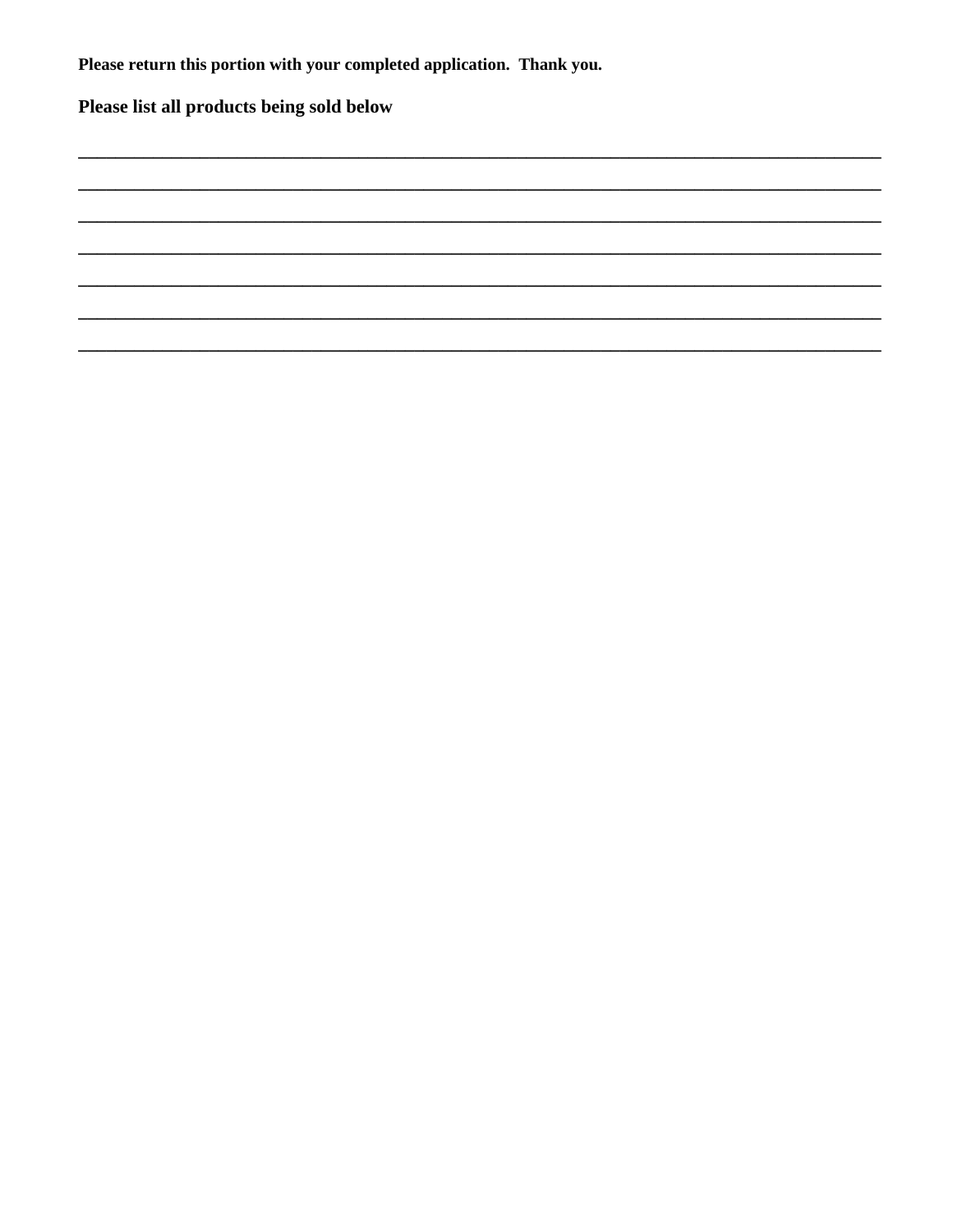**Please return this portion with your completed application. Thank you.**

**Please list all products being sold below**

\_\_\_\_\_\_\_\_\_\_\_\_\_\_\_\_\_\_\_\_\_\_\_\_\_\_\_\_\_\_\_\_\_\_\_\_\_\_\_\_\_\_\_\_\_\_\_\_\_\_\_\_\_\_\_\_\_\_\_\_\_\_\_\_\_\_\_\_\_\_\_\_\_\_\_\_\_\_

\_\_\_\_\_\_\_\_\_\_\_\_\_\_\_\_\_\_\_\_\_\_\_\_\_\_\_\_\_\_\_\_\_\_\_\_\_\_\_\_\_\_\_\_\_\_\_\_\_\_\_\_\_\_\_\_\_\_\_\_\_\_\_\_\_\_\_\_\_\_\_\_\_\_\_\_\_\_

\_\_\_\_\_\_\_\_\_\_\_\_\_\_\_\_\_\_\_\_\_\_\_\_\_\_\_\_\_\_\_\_\_\_\_\_\_\_\_\_\_\_\_\_\_\_\_\_\_\_\_\_\_\_\_\_\_\_\_\_\_\_\_\_\_\_\_\_\_\_\_\_\_\_\_\_\_\_

\_\_\_\_\_\_\_\_\_\_\_\_\_\_\_\_\_\_\_\_\_\_\_\_\_\_\_\_\_\_\_\_\_\_\_\_\_\_\_\_\_\_\_\_\_\_\_\_\_\_\_\_\_\_\_\_\_\_\_\_\_\_\_\_\_\_\_\_\_\_\_\_\_\_\_\_\_\_

\_\_\_\_\_\_\_\_\_\_\_\_\_\_\_\_\_\_\_\_\_\_\_\_\_\_\_\_\_\_\_\_\_\_\_\_\_\_\_\_\_\_\_\_\_\_\_\_\_\_\_\_\_\_\_\_\_\_\_\_\_\_\_\_\_\_\_\_\_\_\_\_\_\_\_\_\_\_

\_\_\_\_\_\_\_\_\_\_\_\_\_\_\_\_\_\_\_\_\_\_\_\_\_\_\_\_\_\_\_\_\_\_\_\_\_\_\_\_\_\_\_\_\_\_\_\_\_\_\_\_\_\_\_\_\_\_\_\_\_\_\_\_\_\_\_\_\_\_\_\_\_\_\_\_\_\_

\_\_\_\_\_\_\_\_\_\_\_\_\_\_\_\_\_\_\_\_\_\_\_\_\_\_\_\_\_\_\_\_\_\_\_\_\_\_\_\_\_\_\_\_\_\_\_\_\_\_\_\_\_\_\_\_\_\_\_\_\_\_\_\_\_\_\_\_\_\_\_\_\_\_\_\_\_\_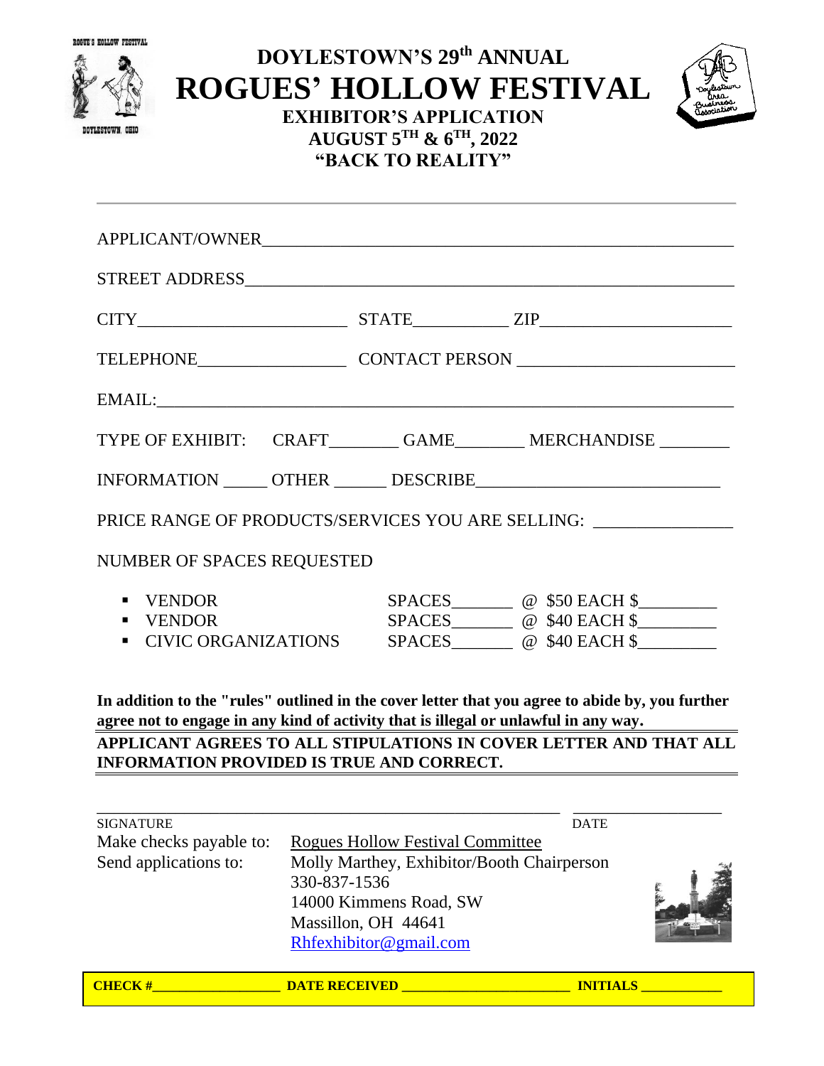# DOYLESTOWN'S 29th ANNUAL

# ROGUES' HOLLOW FESTIVAL

### EXHIBITOR'S APPLICATION

### AUGUST 5TH & 6TH, 2022

### "BACK TO REALITY"

---

APPLICANT/OWNER_______________________________________________________

STREET ADDRESS________________________________________________________

CITY________________________ STATE___________ ZIP______________________

TELEPHONE_________________ CONTACT PERSON ________________________

EMAIL:_________________________________________________________________

TYPE OF EXHIBIT: CRAFT________ GAME________ MERCHANDISE ________

INFORMATION _____ OTHER ______ DESCRIBE___________________________

PRICE RANGE OF PRODUCTS/SERVICES YOU ARE SELLING: _______________

NUMBER OF SPACES REQUESTED

- VENDOR SPACES_______ @ $50 EACH $_________
- VENDOR SPACES_______ @ $40 EACH $_________
- CIVIC ORGANIZATIONS SPACES_______ @ $40 EACH $_________

**In addition to the "rules" outlined in the cover letter that you agree to abide by, you further agree not to engage in any kind of activity that is illegal or unlawful in any way.**

**APPLICANT AGREES TO ALL STIPULATIONS IN COVER LETTER AND THAT ALL INFORMATION PROVIDED IS TRUE AND CORRECT.**

_________________________________________________________ __________________

SIGNATURE DATE

Make checks payable to: Rogues Hollow Festival Committee

Send applications to: Molly Marthey, Exhibitor/Booth Chairperson
330-837-1536
14000 Kimmens Road, SW
Massillon, OH 44641
Rhfexhibitor@gmail.com

**CHECK #__________________ DATE RECEIVED ________________________ INITIALS ____________**